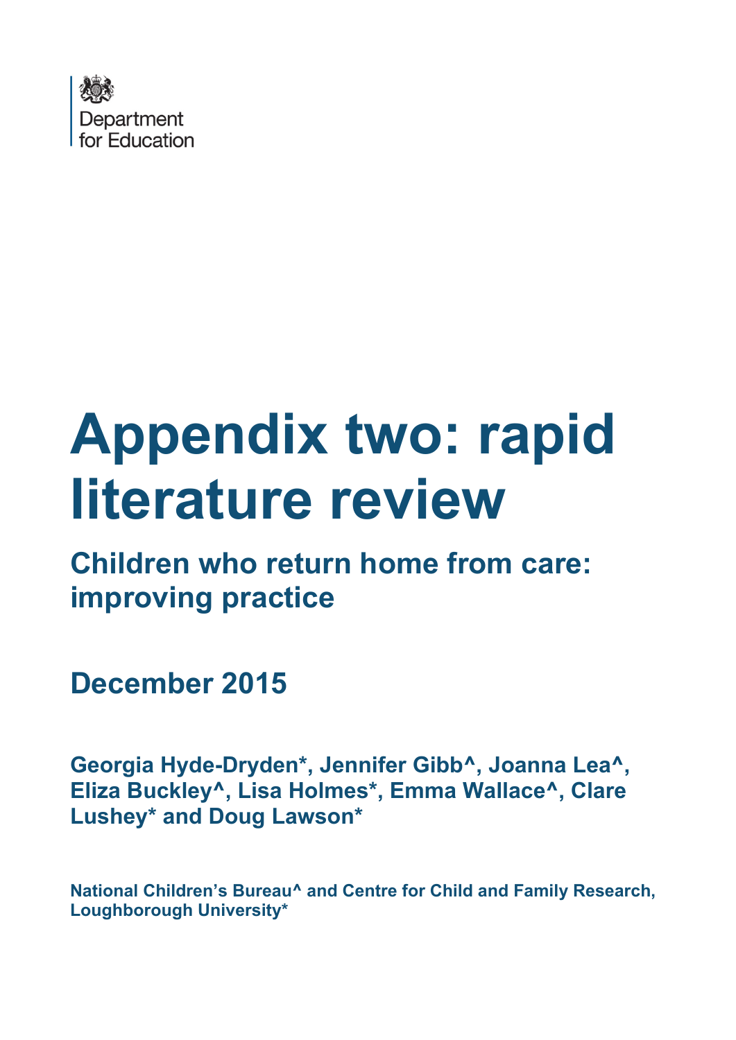Department for Education

# Appendix two: rapid literature review

## Children who return home from care: improving practice

## December 2015

**Georgia Hyde-Dryden*, Jennifer Gibb^, Joanna Lea^, Eliza Buckley^, Lisa Holmes*, Emma Wallace^, Clare Lushey* and Doug Lawson***

**National Children's Bureau^ and Centre for Child and Family Research, Loughborough University***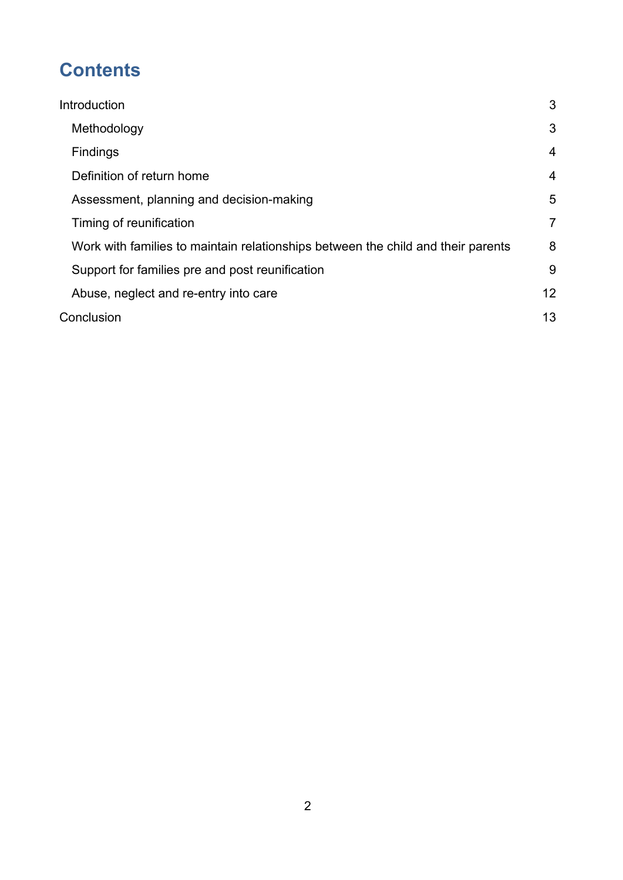# Contents

| | |
|---|---|
| Introduction | 3 |
| Methodology | 3 |
| Findings | 4 |
| Definition of return home | 4 |
| Assessment, planning and decision-making | 5 |
| Timing of reunification | 7 |
| Work with families to maintain relationships between the child and their parents | 8 |
| Support for families pre and post reunification | 9 |
| Abuse, neglect and re-entry into care | 12 |
| Conclusion | 13 |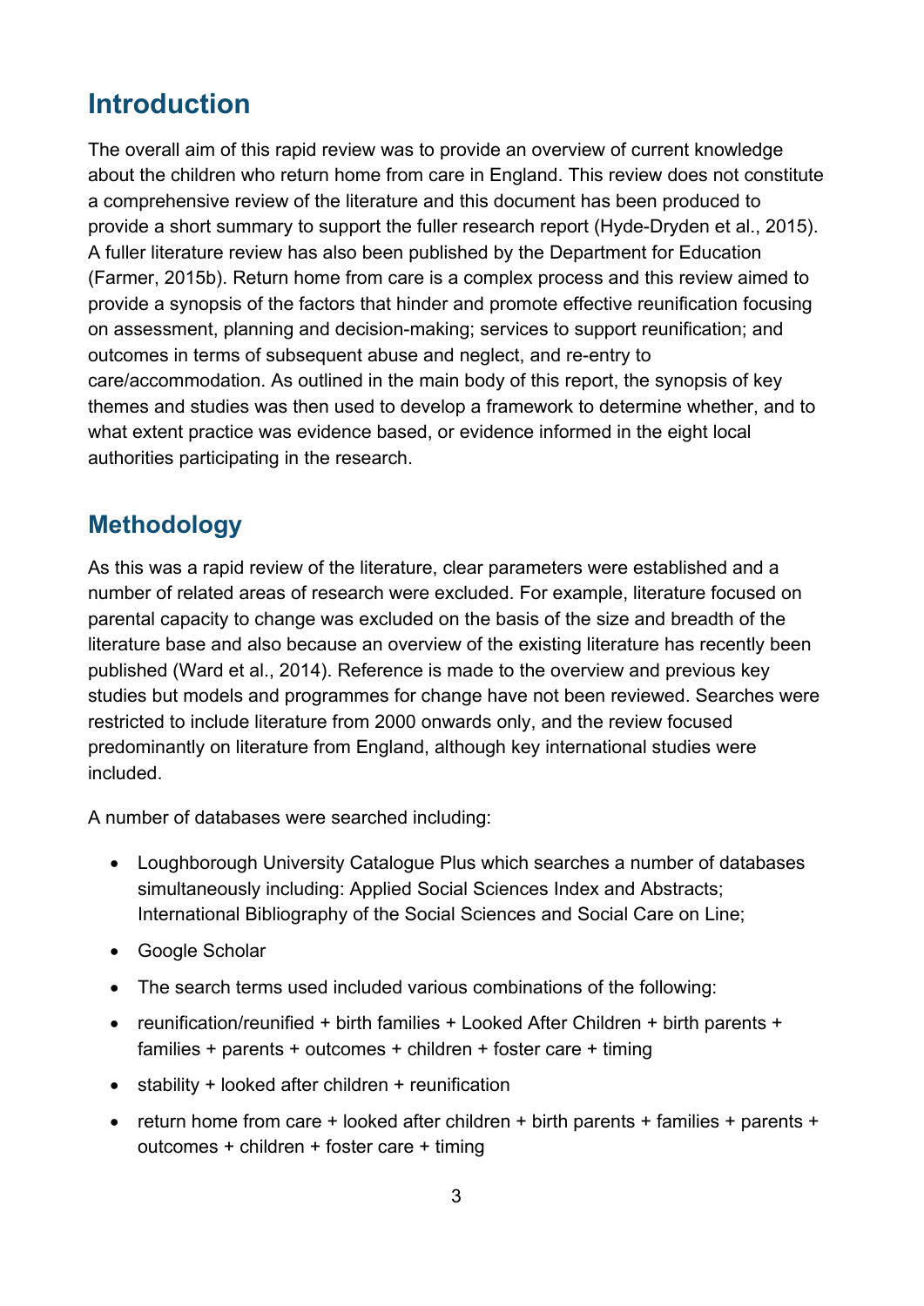## Introduction

The overall aim of this rapid review was to provide an overview of current knowledge about the children who return home from care in England. This review does not constitute a comprehensive review of the literature and this document has been produced to provide a short summary to support the fuller research report (Hyde-Dryden et al., 2015). A fuller literature review has also been published by the Department for Education (Farmer, 2015b). Return home from care is a complex process and this review aimed to provide a synopsis of the factors that hinder and promote effective reunification focusing on assessment, planning and decision-making; services to support reunification; and outcomes in terms of subsequent abuse and neglect, and re-entry to care/accommodation. As outlined in the main body of this report, the synopsis of key themes and studies was then used to develop a framework to determine whether, and to what extent practice was evidence based, or evidence informed in the eight local authorities participating in the research.

## Methodology

As this was a rapid review of the literature, clear parameters were established and a number of related areas of research were excluded. For example, literature focused on parental capacity to change was excluded on the basis of the size and breadth of the literature base and also because an overview of the existing literature has recently been published (Ward et al., 2014). Reference is made to the overview and previous key studies but models and programmes for change have not been reviewed. Searches were restricted to include literature from 2000 onwards only, and the review focused predominantly on literature from England, although key international studies were included.

A number of databases were searched including:

- Loughborough University Catalogue Plus which searches a number of databases simultaneously including: Applied Social Sciences Index and Abstracts; International Bibliography of the Social Sciences and Social Care on Line;
- Google Scholar
- The search terms used included various combinations of the following:
- reunification/reunified + birth families + Looked After Children + birth parents + families + parents + outcomes + children + foster care + timing
- stability + looked after children + reunification
- return home from care + looked after children + birth parents + families + parents + outcomes + children + foster care + timing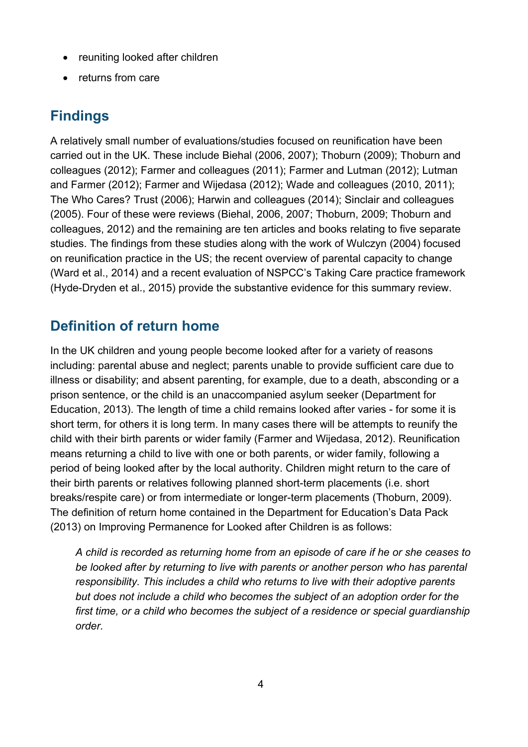- reuniting looked after children
- returns from care

## Findings

A relatively small number of evaluations/studies focused on reunification have been carried out in the UK. These include Biehal (2006, 2007); Thoburn (2009); Thoburn and colleagues (2012); Farmer and colleagues (2011); Farmer and Lutman (2012); Lutman and Farmer (2012); Farmer and Wijedasa (2012); Wade and colleagues (2010, 2011); The Who Cares? Trust (2006); Harwin and colleagues (2014); Sinclair and colleagues (2005). Four of these were reviews (Biehal, 2006, 2007; Thoburn, 2009; Thoburn and colleagues, 2012) and the remaining are ten articles and books relating to five separate studies. The findings from these studies along with the work of Wulczyn (2004) focused on reunification practice in the US; the recent overview of parental capacity to change (Ward et al., 2014) and a recent evaluation of NSPCC's Taking Care practice framework (Hyde-Dryden et al., 2015) provide the substantive evidence for this summary review.

## Definition of return home

In the UK children and young people become looked after for a variety of reasons including: parental abuse and neglect; parents unable to provide sufficient care due to illness or disability; and absent parenting, for example, due to a death, absconding or a prison sentence, or the child is an unaccompanied asylum seeker (Department for Education, 2013). The length of time a child remains looked after varies - for some it is short term, for others it is long term. In many cases there will be attempts to reunify the child with their birth parents or wider family (Farmer and Wijedasa, 2012). Reunification means returning a child to live with one or both parents, or wider family, following a period of being looked after by the local authority. Children might return to the care of their birth parents or relatives following planned short-term placements (i.e. short breaks/respite care) or from intermediate or longer-term placements (Thoburn, 2009). The definition of return home contained in the Department for Education's Data Pack (2013) on Improving Permanence for Looked after Children is as follows:

> *A child is recorded as returning home from an episode of care if he or she ceases to be looked after by returning to live with parents or another person who has parental responsibility. This includes a child who returns to live with their adoptive parents but does not include a child who becomes the subject of an adoption order for the first time, or a child who becomes the subject of a residence or special guardianship order.*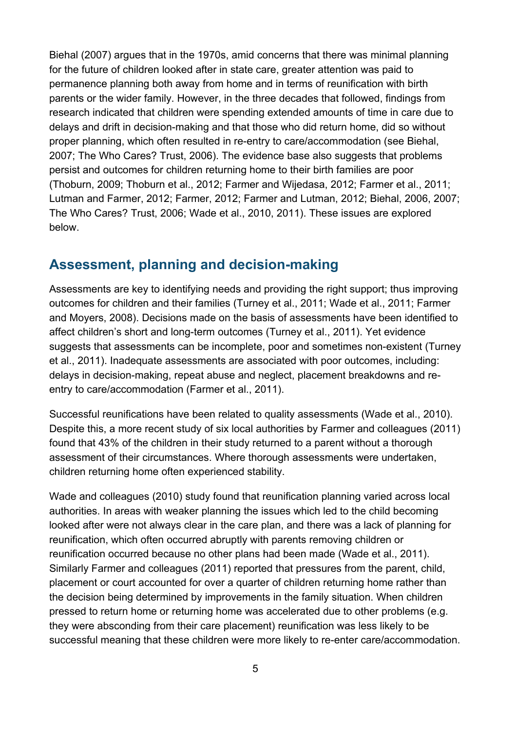Biehal (2007) argues that in the 1970s, amid concerns that there was minimal planning for the future of children looked after in state care, greater attention was paid to permanence planning both away from home and in terms of reunification with birth parents or the wider family. However, in the three decades that followed, findings from research indicated that children were spending extended amounts of time in care due to delays and drift in decision-making and that those who did return home, did so without proper planning, which often resulted in re-entry to care/accommodation (see Biehal, 2007; The Who Cares? Trust, 2006). The evidence base also suggests that problems persist and outcomes for children returning home to their birth families are poor (Thoburn, 2009; Thoburn et al., 2012; Farmer and Wijedasa, 2012; Farmer et al., 2011; Lutman and Farmer, 2012; Farmer, 2012; Farmer and Lutman, 2012; Biehal, 2006, 2007; The Who Cares? Trust, 2006; Wade et al., 2010, 2011). These issues are explored below.

## Assessment, planning and decision-making

Assessments are key to identifying needs and providing the right support; thus improving outcomes for children and their families (Turney et al., 2011; Wade et al., 2011; Farmer and Moyers, 2008). Decisions made on the basis of assessments have been identified to affect children's short and long-term outcomes (Turney et al., 2011). Yet evidence suggests that assessments can be incomplete, poor and sometimes non-existent (Turney et al., 2011). Inadequate assessments are associated with poor outcomes, including: delays in decision-making, repeat abuse and neglect, placement breakdowns and re-entry to care/accommodation (Farmer et al., 2011).

Successful reunifications have been related to quality assessments (Wade et al., 2010). Despite this, a more recent study of six local authorities by Farmer and colleagues (2011) found that 43% of the children in their study returned to a parent without a thorough assessment of their circumstances. Where thorough assessments were undertaken, children returning home often experienced stability.

Wade and colleagues (2010) study found that reunification planning varied across local authorities. In areas with weaker planning the issues which led to the child becoming looked after were not always clear in the care plan, and there was a lack of planning for reunification, which often occurred abruptly with parents removing children or reunification occurred because no other plans had been made (Wade et al., 2011). Similarly Farmer and colleagues (2011) reported that pressures from the parent, child, placement or court accounted for over a quarter of children returning home rather than the decision being determined by improvements in the family situation. When children pressed to return home or returning home was accelerated due to other problems (e.g. they were absconding from their care placement) reunification was less likely to be successful meaning that these children were more likely to re-enter care/accommodation.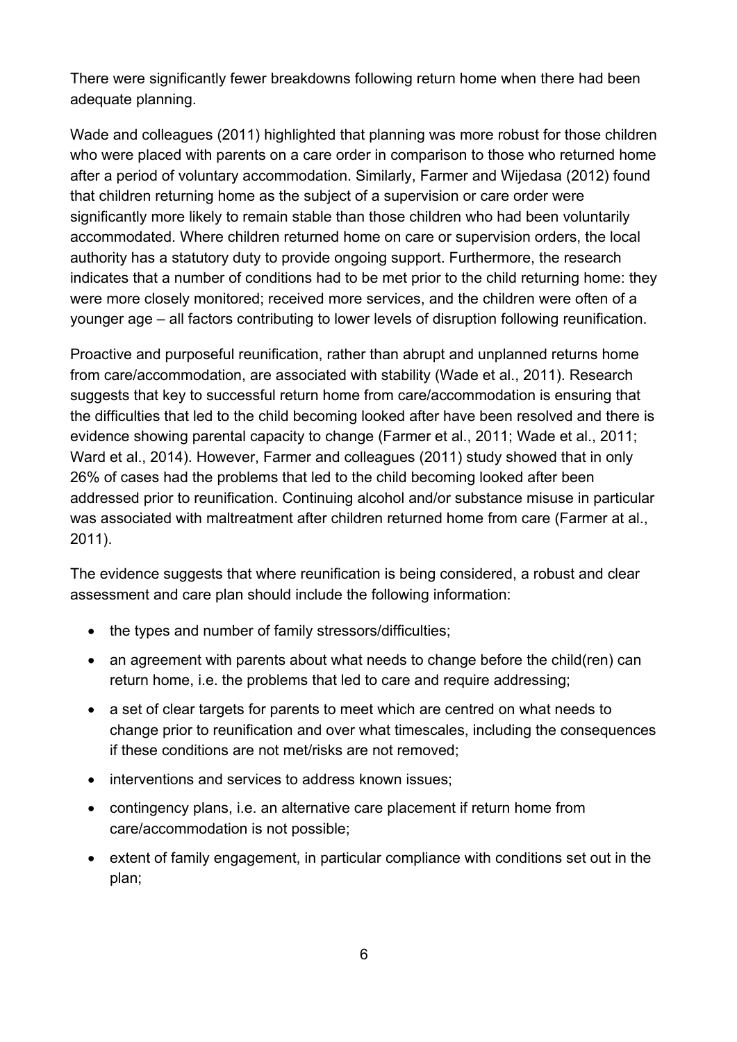There were significantly fewer breakdowns following return home when there had been adequate planning.

Wade and colleagues (2011) highlighted that planning was more robust for those children who were placed with parents on a care order in comparison to those who returned home after a period of voluntary accommodation. Similarly, Farmer and Wijedasa (2012) found that children returning home as the subject of a supervision or care order were significantly more likely to remain stable than those children who had been voluntarily accommodated. Where children returned home on care or supervision orders, the local authority has a statutory duty to provide ongoing support. Furthermore, the research indicates that a number of conditions had to be met prior to the child returning home: they were more closely monitored; received more services, and the children were often of a younger age – all factors contributing to lower levels of disruption following reunification.

Proactive and purposeful reunification, rather than abrupt and unplanned returns home from care/accommodation, are associated with stability (Wade et al., 2011). Research suggests that key to successful return home from care/accommodation is ensuring that the difficulties that led to the child becoming looked after have been resolved and there is evidence showing parental capacity to change (Farmer et al., 2011; Wade et al., 2011; Ward et al., 2014). However, Farmer and colleagues (2011) study showed that in only 26% of cases had the problems that led to the child becoming looked after been addressed prior to reunification. Continuing alcohol and/or substance misuse in particular was associated with maltreatment after children returned home from care (Farmer at al., 2011).

The evidence suggests that where reunification is being considered, a robust and clear assessment and care plan should include the following information:

- the types and number of family stressors/difficulties;
- an agreement with parents about what needs to change before the child(ren) can return home, i.e. the problems that led to care and require addressing;
- a set of clear targets for parents to meet which are centred on what needs to change prior to reunification and over what timescales, including the consequences if these conditions are not met/risks are not removed;
- interventions and services to address known issues;
- contingency plans, i.e. an alternative care placement if return home from care/accommodation is not possible;
- extent of family engagement, in particular compliance with conditions set out in the plan;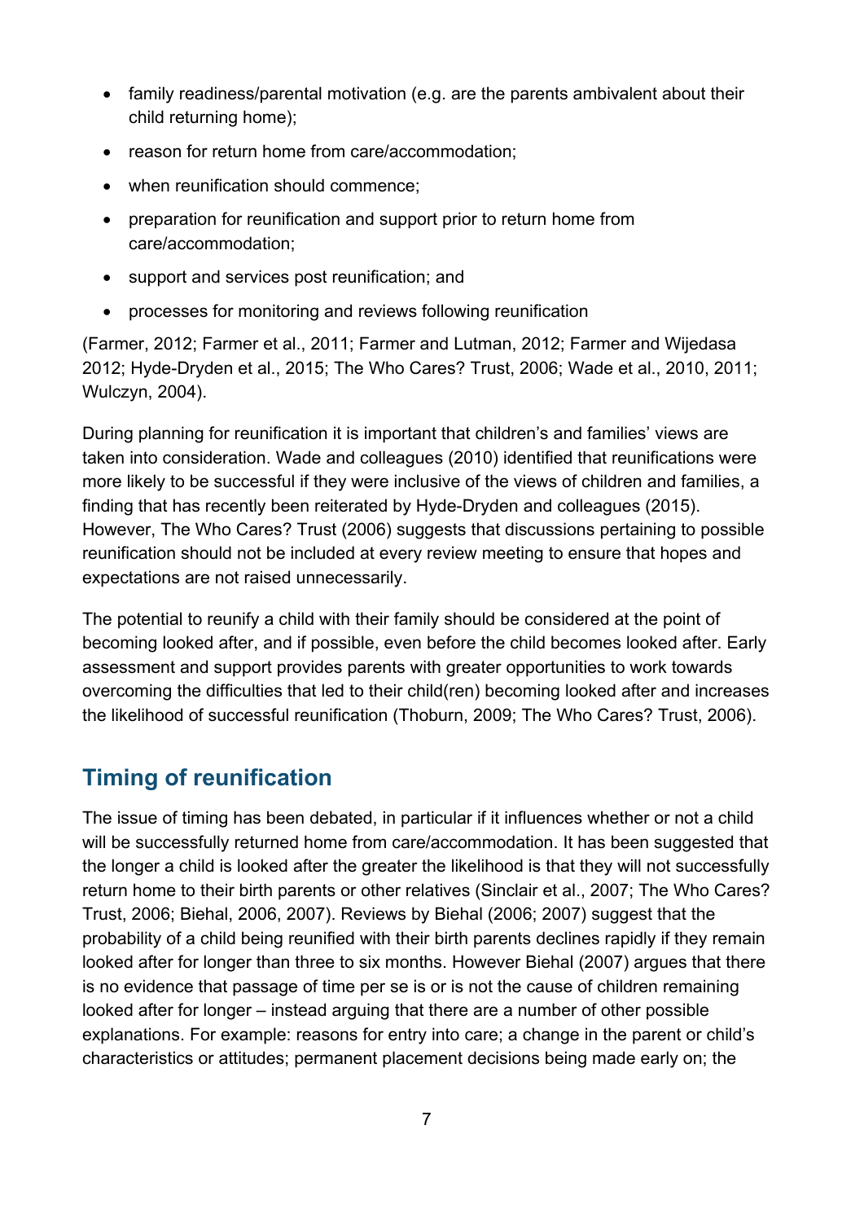- family readiness/parental motivation (e.g. are the parents ambivalent about their child returning home);
- reason for return home from care/accommodation;
- when reunification should commence;
- preparation for reunification and support prior to return home from care/accommodation;
- support and services post reunification; and
- processes for monitoring and reviews following reunification

(Farmer, 2012; Farmer et al., 2011; Farmer and Lutman, 2012; Farmer and Wijedasa 2012; Hyde-Dryden et al., 2015; The Who Cares? Trust, 2006; Wade et al., 2010, 2011; Wulczyn, 2004).

During planning for reunification it is important that children's and families' views are taken into consideration. Wade and colleagues (2010) identified that reunifications were more likely to be successful if they were inclusive of the views of children and families, a finding that has recently been reiterated by Hyde-Dryden and colleagues (2015). However, The Who Cares? Trust (2006) suggests that discussions pertaining to possible reunification should not be included at every review meeting to ensure that hopes and expectations are not raised unnecessarily.

The potential to reunify a child with their family should be considered at the point of becoming looked after, and if possible, even before the child becomes looked after. Early assessment and support provides parents with greater opportunities to work towards overcoming the difficulties that led to their child(ren) becoming looked after and increases the likelihood of successful reunification (Thoburn, 2009; The Who Cares? Trust, 2006).

## Timing of reunification

The issue of timing has been debated, in particular if it influences whether or not a child will be successfully returned home from care/accommodation. It has been suggested that the longer a child is looked after the greater the likelihood is that they will not successfully return home to their birth parents or other relatives (Sinclair et al., 2007; The Who Cares? Trust, 2006; Biehal, 2006, 2007). Reviews by Biehal (2006; 2007) suggest that the probability of a child being reunified with their birth parents declines rapidly if they remain looked after for longer than three to six months. However Biehal (2007) argues that there is no evidence that passage of time per se is or is not the cause of children remaining looked after for longer – instead arguing that there are a number of other possible explanations. For example: reasons for entry into care; a change in the parent or child's characteristics or attitudes; permanent placement decisions being made early on; the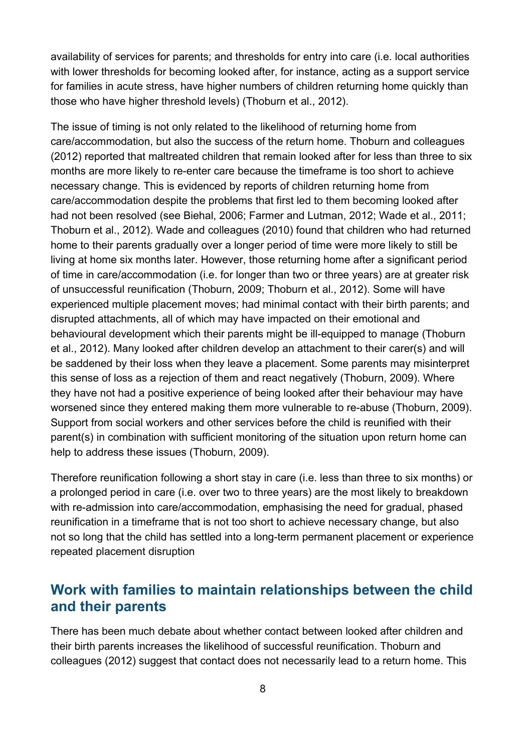availability of services for parents; and thresholds for entry into care (i.e. local authorities with lower thresholds for becoming looked after, for instance, acting as a support service for families in acute stress, have higher numbers of children returning home quickly than those who have higher threshold levels) (Thoburn et al., 2012).

The issue of timing is not only related to the likelihood of returning home from care/accommodation, but also the success of the return home. Thoburn and colleagues (2012) reported that maltreated children that remain looked after for less than three to six months are more likely to re-enter care because the timeframe is too short to achieve necessary change. This is evidenced by reports of children returning home from care/accommodation despite the problems that first led to them becoming looked after had not been resolved (see Biehal, 2006; Farmer and Lutman, 2012; Wade et al., 2011; Thoburn et al., 2012). Wade and colleagues (2010) found that children who had returned home to their parents gradually over a longer period of time were more likely to still be living at home six months later. However, those returning home after a significant period of time in care/accommodation (i.e. for longer than two or three years) are at greater risk of unsuccessful reunification (Thoburn, 2009; Thoburn et al., 2012). Some will have experienced multiple placement moves; had minimal contact with their birth parents; and disrupted attachments, all of which may have impacted on their emotional and behavioural development which their parents might be ill-equipped to manage (Thoburn et al., 2012). Many looked after children develop an attachment to their carer(s) and will be saddened by their loss when they leave a placement. Some parents may misinterpret this sense of loss as a rejection of them and react negatively (Thoburn, 2009). Where they have not had a positive experience of being looked after their behaviour may have worsened since they entered making them more vulnerable to re-abuse (Thoburn, 2009). Support from social workers and other services before the child is reunified with their parent(s) in combination with sufficient monitoring of the situation upon return home can help to address these issues (Thoburn, 2009).

Therefore reunification following a short stay in care (i.e. less than three to six months) or a prolonged period in care (i.e. over two to three years) are the most likely to breakdown with re-admission into care/accommodation, emphasising the need for gradual, phased reunification in a timeframe that is not too short to achieve necessary change, but also not so long that the child has settled into a long-term permanent placement or experience repeated placement disruption

## Work with families to maintain relationships between the child and their parents

There has been much debate about whether contact between looked after children and their birth parents increases the likelihood of successful reunification. Thoburn and colleagues (2012) suggest that contact does not necessarily lead to a return home. This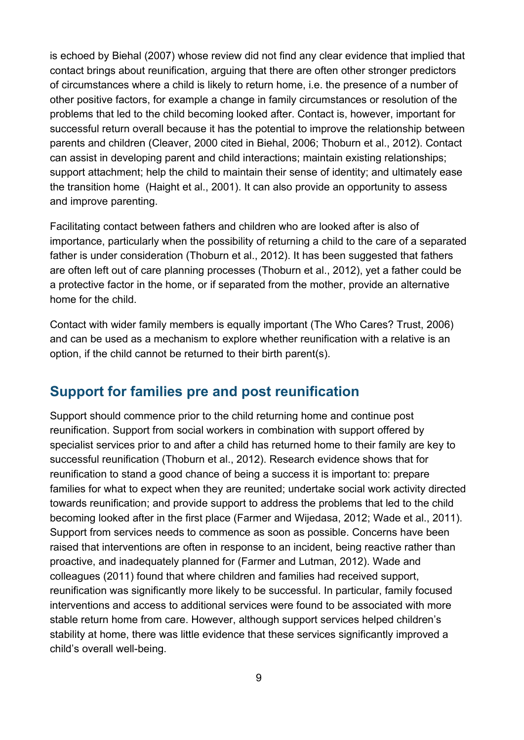is echoed by Biehal (2007) whose review did not find any clear evidence that implied that contact brings about reunification, arguing that there are often other stronger predictors of circumstances where a child is likely to return home, i.e. the presence of a number of other positive factors, for example a change in family circumstances or resolution of the problems that led to the child becoming looked after. Contact is, however, important for successful return overall because it has the potential to improve the relationship between parents and children (Cleaver, 2000 cited in Biehal, 2006; Thoburn et al., 2012). Contact can assist in developing parent and child interactions; maintain existing relationships; support attachment; help the child to maintain their sense of identity; and ultimately ease the transition home (Haight et al., 2001). It can also provide an opportunity to assess and improve parenting.

Facilitating contact between fathers and children who are looked after is also of importance, particularly when the possibility of returning a child to the care of a separated father is under consideration (Thoburn et al., 2012). It has been suggested that fathers are often left out of care planning processes (Thoburn et al., 2012), yet a father could be a protective factor in the home, or if separated from the mother, provide an alternative home for the child.

Contact with wider family members is equally important (The Who Cares? Trust, 2006) and can be used as a mechanism to explore whether reunification with a relative is an option, if the child cannot be returned to their birth parent(s).

## Support for families pre and post reunification

Support should commence prior to the child returning home and continue post reunification. Support from social workers in combination with support offered by specialist services prior to and after a child has returned home to their family are key to successful reunification (Thoburn et al., 2012). Research evidence shows that for reunification to stand a good chance of being a success it is important to: prepare families for what to expect when they are reunited; undertake social work activity directed towards reunification; and provide support to address the problems that led to the child becoming looked after in the first place (Farmer and Wijedasa, 2012; Wade et al., 2011). Support from services needs to commence as soon as possible. Concerns have been raised that interventions are often in response to an incident, being reactive rather than proactive, and inadequately planned for (Farmer and Lutman, 2012). Wade and colleagues (2011) found that where children and families had received support, reunification was significantly more likely to be successful. In particular, family focused interventions and access to additional services were found to be associated with more stable return home from care. However, although support services helped children's stability at home, there was little evidence that these services significantly improved a child's overall well-being.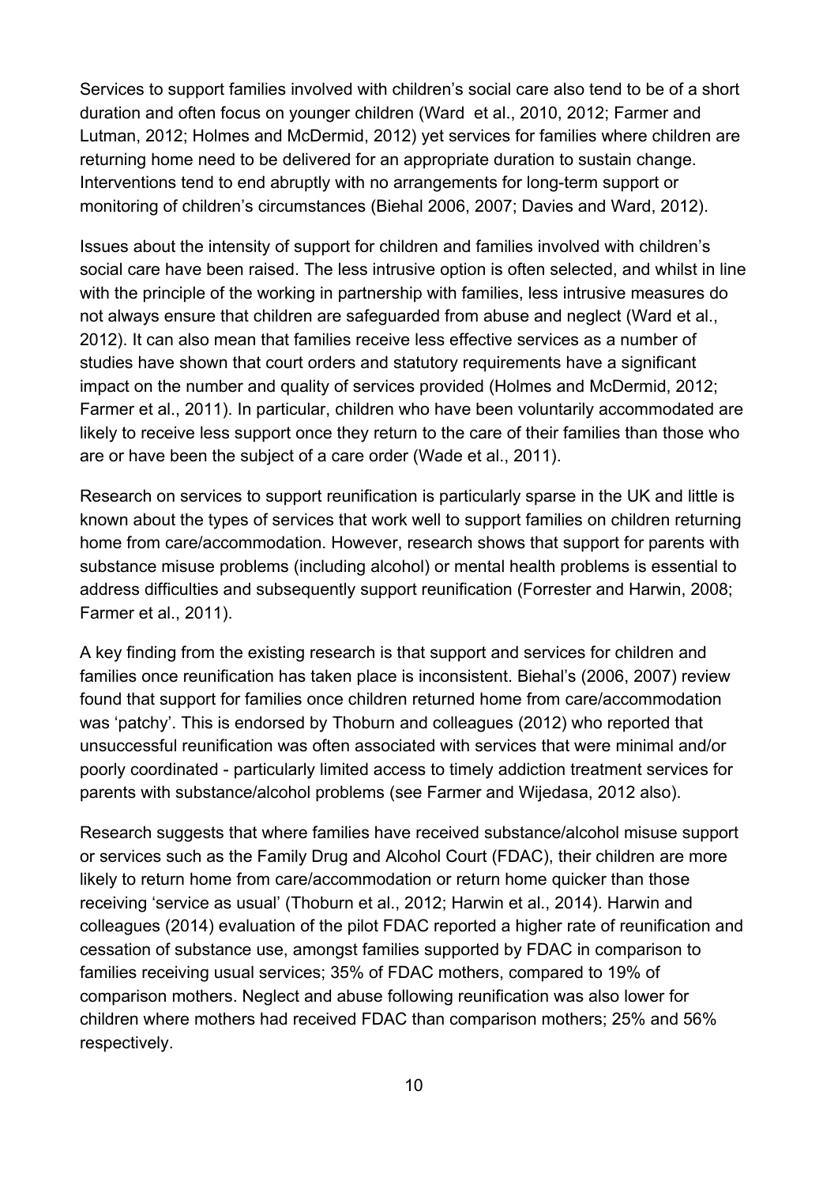Services to support families involved with children's social care also tend to be of a short duration and often focus on younger children (Ward  et al., 2010, 2012; Farmer and Lutman, 2012; Holmes and McDermid, 2012) yet services for families where children are returning home need to be delivered for an appropriate duration to sustain change. Interventions tend to end abruptly with no arrangements for long-term support or monitoring of children's circumstances (Biehal 2006, 2007; Davies and Ward, 2012).

Issues about the intensity of support for children and families involved with children's social care have been raised. The less intrusive option is often selected, and whilst in line with the principle of the working in partnership with families, less intrusive measures do not always ensure that children are safeguarded from abuse and neglect (Ward et al., 2012). It can also mean that families receive less effective services as a number of studies have shown that court orders and statutory requirements have a significant impact on the number and quality of services provided (Holmes and McDermid, 2012; Farmer et al., 2011). In particular, children who have been voluntarily accommodated are likely to receive less support once they return to the care of their families than those who are or have been the subject of a care order (Wade et al., 2011).

Research on services to support reunification is particularly sparse in the UK and little is known about the types of services that work well to support families on children returning home from care/accommodation. However, research shows that support for parents with substance misuse problems (including alcohol) or mental health problems is essential to address difficulties and subsequently support reunification (Forrester and Harwin, 2008; Farmer et al., 2011).

A key finding from the existing research is that support and services for children and families once reunification has taken place is inconsistent. Biehal's (2006, 2007) review found that support for families once children returned home from care/accommodation was 'patchy'. This is endorsed by Thoburn and colleagues (2012) who reported that unsuccessful reunification was often associated with services that were minimal and/or poorly coordinated - particularly limited access to timely addiction treatment services for parents with substance/alcohol problems (see Farmer and Wijedasa, 2012 also).

Research suggests that where families have received substance/alcohol misuse support or services such as the Family Drug and Alcohol Court (FDAC), their children are more likely to return home from care/accommodation or return home quicker than those receiving 'service as usual' (Thoburn et al., 2012; Harwin et al., 2014). Harwin and colleagues (2014) evaluation of the pilot FDAC reported a higher rate of reunification and cessation of substance use, amongst families supported by FDAC in comparison to families receiving usual services; 35% of FDAC mothers, compared to 19% of comparison mothers. Neglect and abuse following reunification was also lower for children where mothers had received FDAC than comparison mothers; 25% and 56% respectively.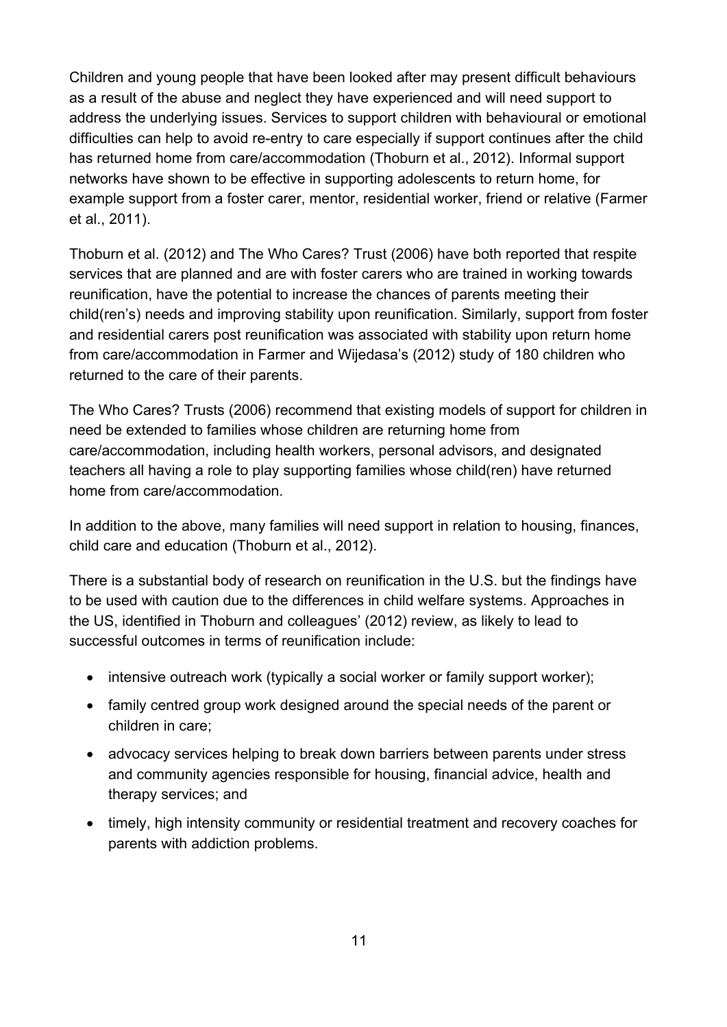Children and young people that have been looked after may present difficult behaviours as a result of the abuse and neglect they have experienced and will need support to address the underlying issues. Services to support children with behavioural or emotional difficulties can help to avoid re-entry to care especially if support continues after the child has returned home from care/accommodation (Thoburn et al., 2012). Informal support networks have shown to be effective in supporting adolescents to return home, for example support from a foster carer, mentor, residential worker, friend or relative (Farmer et al., 2011).

Thoburn et al. (2012) and The Who Cares? Trust (2006) have both reported that respite services that are planned and are with foster carers who are trained in working towards reunification, have the potential to increase the chances of parents meeting their child(ren's) needs and improving stability upon reunification. Similarly, support from foster and residential carers post reunification was associated with stability upon return home from care/accommodation in Farmer and Wijedasa's (2012) study of 180 children who returned to the care of their parents.

The Who Cares? Trusts (2006) recommend that existing models of support for children in need be extended to families whose children are returning home from care/accommodation, including health workers, personal advisors, and designated teachers all having a role to play supporting families whose child(ren) have returned home from care/accommodation.

In addition to the above, many families will need support in relation to housing, finances, child care and education (Thoburn et al., 2012).

There is a substantial body of research on reunification in the U.S. but the findings have to be used with caution due to the differences in child welfare systems. Approaches in the US, identified in Thoburn and colleagues' (2012) review, as likely to lead to successful outcomes in terms of reunification include:

- intensive outreach work (typically a social worker or family support worker);
- family centred group work designed around the special needs of the parent or children in care;
- advocacy services helping to break down barriers between parents under stress and community agencies responsible for housing, financial advice, health and therapy services; and
- timely, high intensity community or residential treatment and recovery coaches for parents with addiction problems.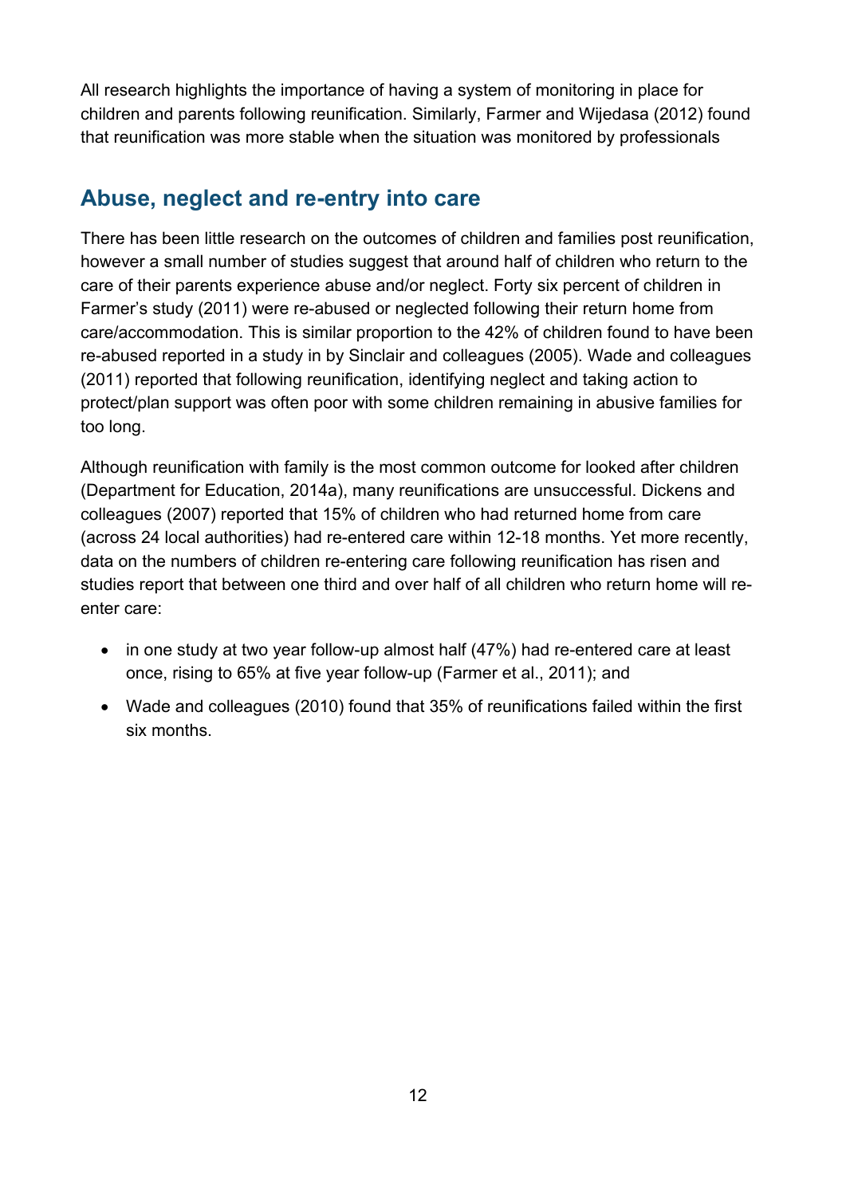All research highlights the importance of having a system of monitoring in place for children and parents following reunification. Similarly, Farmer and Wijedasa (2012) found that reunification was more stable when the situation was monitored by professionals

## Abuse, neglect and re-entry into care

There has been little research on the outcomes of children and families post reunification, however a small number of studies suggest that around half of children who return to the care of their parents experience abuse and/or neglect. Forty six percent of children in Farmer's study (2011) were re-abused or neglected following their return home from care/accommodation. This is similar proportion to the 42% of children found to have been re-abused reported in a study in by Sinclair and colleagues (2005). Wade and colleagues (2011) reported that following reunification, identifying neglect and taking action to protect/plan support was often poor with some children remaining in abusive families for too long.

Although reunification with family is the most common outcome for looked after children (Department for Education, 2014a), many reunifications are unsuccessful. Dickens and colleagues (2007) reported that 15% of children who had returned home from care (across 24 local authorities) had re-entered care within 12-18 months. Yet more recently, data on the numbers of children re-entering care following reunification has risen and studies report that between one third and over half of all children who return home will re-enter care:

- in one study at two year follow-up almost half (47%) had re-entered care at least once, rising to 65% at five year follow-up (Farmer et al., 2011); and
- Wade and colleagues (2010) found that 35% of reunifications failed within the first six months.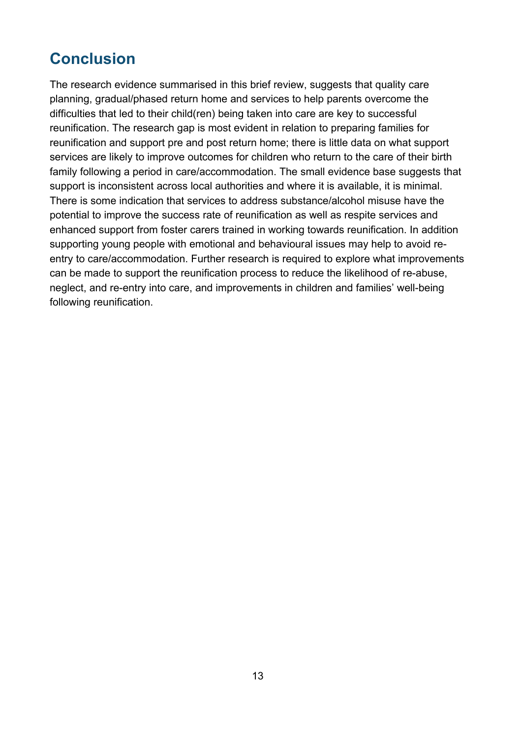## Conclusion

The research evidence summarised in this brief review, suggests that quality care planning, gradual/phased return home and services to help parents overcome the difficulties that led to their child(ren) being taken into care are key to successful reunification. The research gap is most evident in relation to preparing families for reunification and support pre and post return home; there is little data on what support services are likely to improve outcomes for children who return to the care of their birth family following a period in care/accommodation. The small evidence base suggests that support is inconsistent across local authorities and where it is available, it is minimal. There is some indication that services to address substance/alcohol misuse have the potential to improve the success rate of reunification as well as respite services and enhanced support from foster carers trained in working towards reunification. In addition supporting young people with emotional and behavioural issues may help to avoid re-entry to care/accommodation. Further research is required to explore what improvements can be made to support the reunification process to reduce the likelihood of re-abuse, neglect, and re-entry into care, and improvements in children and families' well-being following reunification.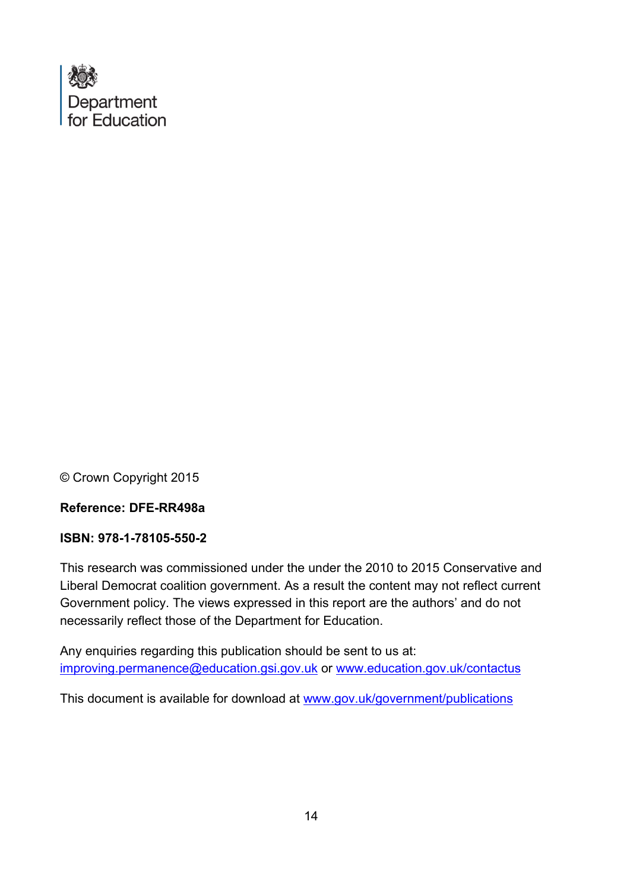Department for Education

© Crown Copyright 2015

**Reference: DFE-RR498a**

**ISBN: 978-1-78105-550-2**

This research was commissioned under the under the 2010 to 2015 Conservative and Liberal Democrat coalition government. As a result the content may not reflect current Government policy. The views expressed in this report are the authors' and do not necessarily reflect those of the Department for Education.

Any enquiries regarding this publication should be sent to us at: improving.permanence@education.gsi.gov.uk or www.education.gov.uk/contactus

This document is available for download at www.gov.uk/government/publications